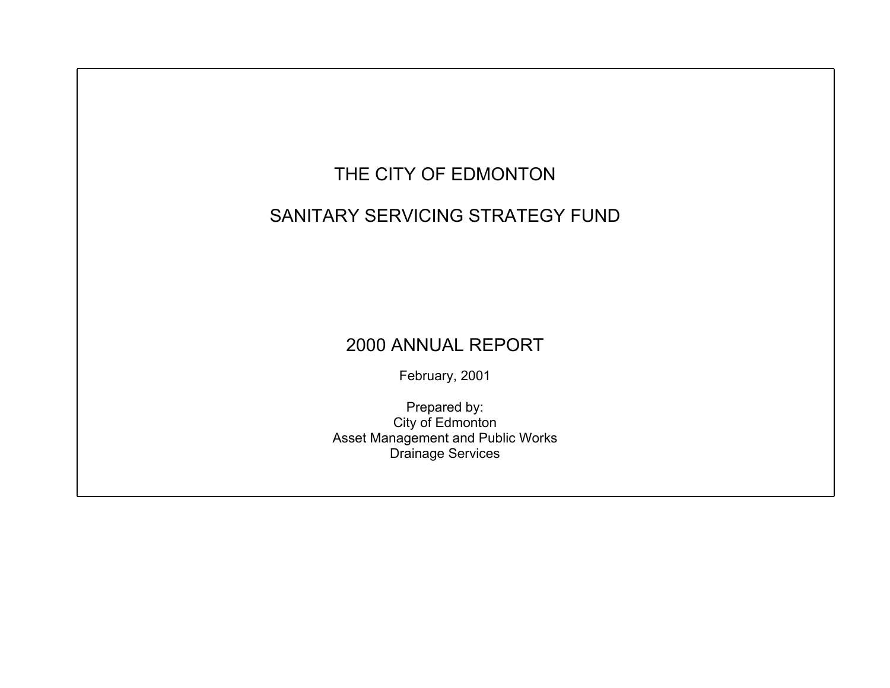# THE CITY OF EDMONTON

# SANITARY SERVICING STRATEGY FUND

## 2000 ANNUAL REPORT

February, 2001

Prepared by:
City of Edmonton
Asset Management and Public Works
Drainage Services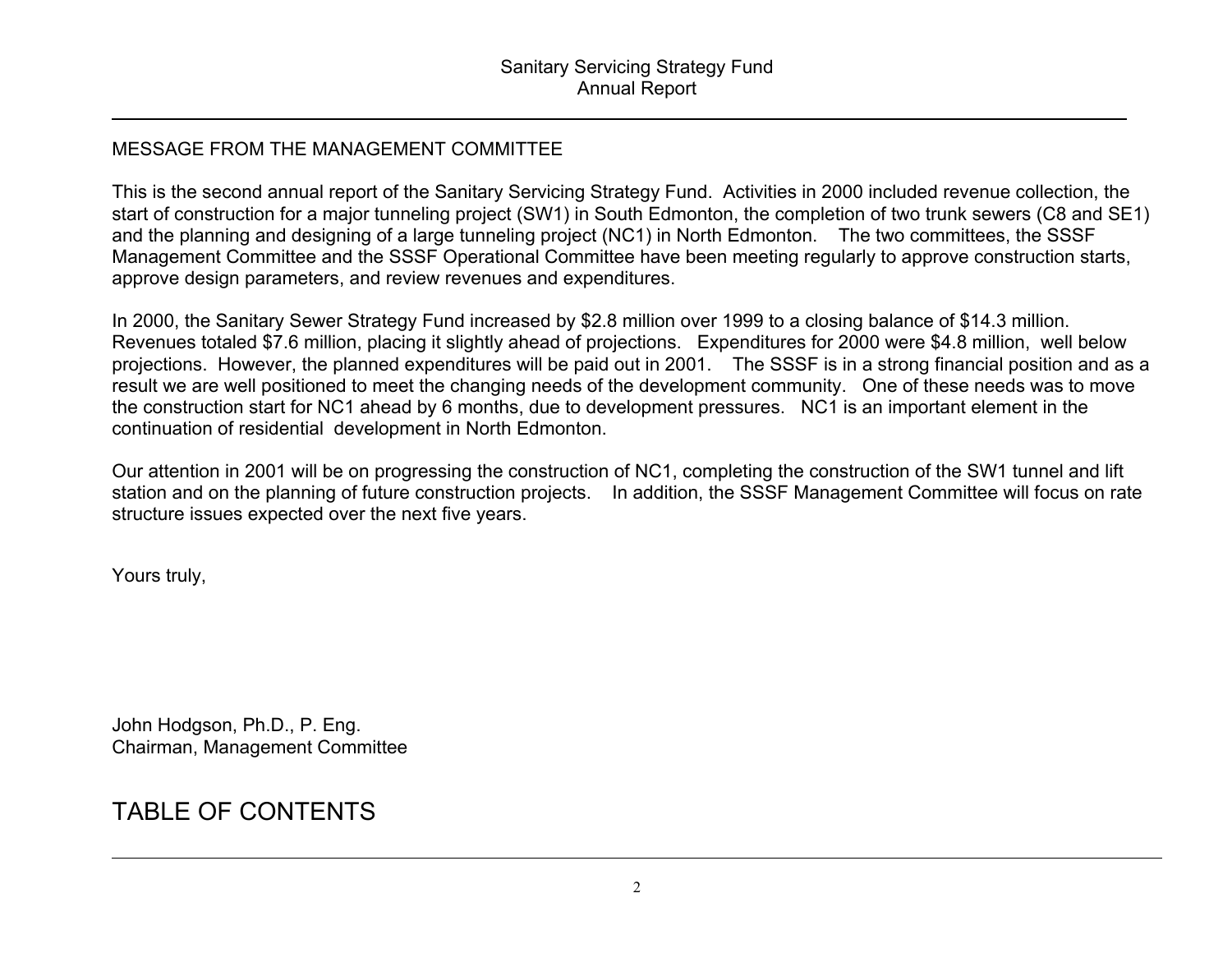## MESSAGE FROM THE MANAGEMENT COMMITTEE

This is the second annual report of the Sanitary Servicing Strategy Fund. Activities in 2000 included revenue collection, the start of construction for a major tunneling project (SW1) in South Edmonton, the completion of two trunk sewers (C8 and SE1) and the planning and designing of a large tunneling project (NC1) in North Edmonton. The two committees, the SSSF Management Committee and the SSSF Operational Committee have been meeting regularly to approve construction starts, approve design parameters, and review revenues and expenditures.

In 2000, the Sanitary Sewer Strategy Fund increased by $2.8 million over 1999 to a closing balance of $14.3 million. Revenues totaled $7.6 million, placing it slightly ahead of projections. Expenditures for 2000 were $4.8 million, well below projections. However, the planned expenditures will be paid out in 2001. The SSSF is in a strong financial position and as a result we are well positioned to meet the changing needs of the development community. One of these needs was to move the construction start for NC1 ahead by 6 months, due to development pressures. NC1 is an important element in the continuation of residential development in North Edmonton.

Our attention in 2001 will be on progressing the construction of NC1, completing the construction of the SW1 tunnel and lift station and on the planning of future construction projects. In addition, the SSSF Management Committee will focus on rate structure issues expected over the next five years.

Yours truly,

John Hodgson, Ph.D., P. Eng.
Chairman, Management Committee

# TABLE OF CONTENTS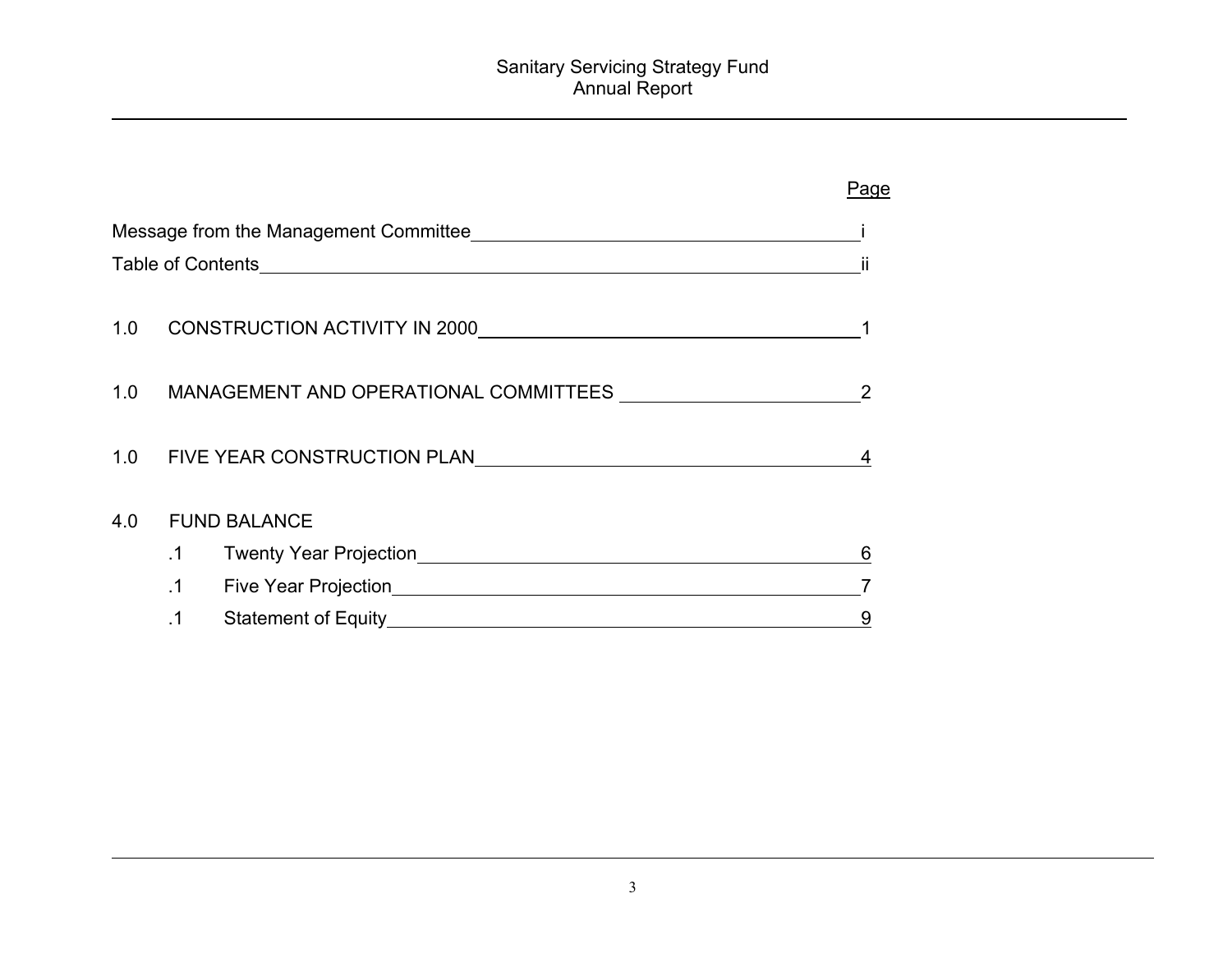Sanitary Servicing Strategy Fund
Annual Report

| | Page |
|---|---|
| Message from the Management Committee | i |
| Table of Contents | ii |
| 1.0 CONSTRUCTION ACTIVITY IN 2000 | 1 |
| 1.0 MANAGEMENT AND OPERATIONAL COMMITTEES | 2 |
| 1.0 FIVE YEAR CONSTRUCTION PLAN | 4 |
| 4.0 FUND BALANCE | |
| .1 Twenty Year Projection | 6 |
| .1 Five Year Projection | 7 |
| .1 Statement of Equity | 9 |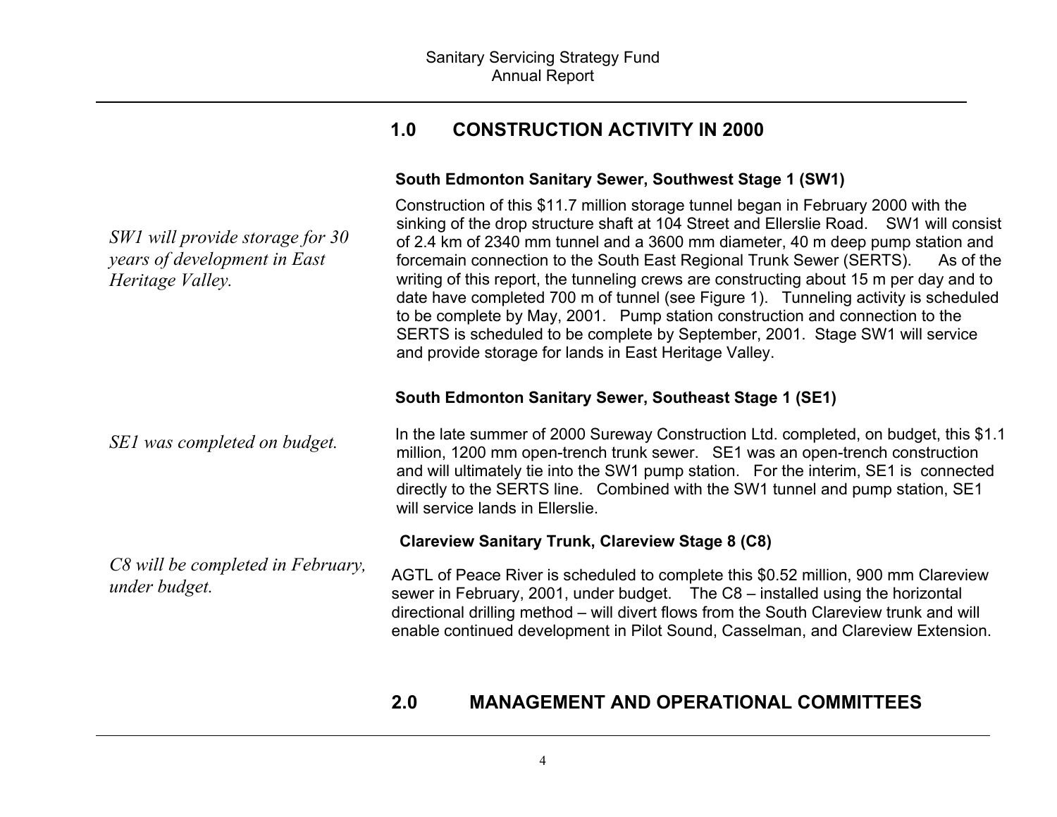## 1.0 CONSTRUCTION ACTIVITY IN 2000

### South Edmonton Sanitary Sewer, Southwest Stage 1 (SW1)

*SW1 will provide storage for 30 years of development in East Heritage Valley.*

Construction of this $11.7 million storage tunnel began in February 2000 with the sinking of the drop structure shaft at 104 Street and Ellerslie Road. SW1 will consist of 2.4 km of 2340 mm tunnel and a 3600 mm diameter, 40 m deep pump station and forcemain connection to the South East Regional Trunk Sewer (SERTS). As of the writing of this report, the tunneling crews are constructing about 15 m per day and to date have completed 700 m of tunnel (see Figure 1). Tunneling activity is scheduled to be complete by May, 2001. Pump station construction and connection to the SERTS is scheduled to be complete by September, 2001. Stage SW1 will service and provide storage for lands in East Heritage Valley.

### South Edmonton Sanitary Sewer, Southeast Stage 1 (SE1)

*SE1 was completed on budget.*

In the late summer of 2000 Sureway Construction Ltd. completed, on budget, this $1.1 million, 1200 mm open-trench trunk sewer. SE1 was an open-trench construction and will ultimately tie into the SW1 pump station. For the interim, SE1 is connected directly to the SERTS line. Combined with the SW1 tunnel and pump station, SE1 will service lands in Ellerslie.

### Clareview Sanitary Trunk, Clareview Stage 8 (C8)

*C8 will be completed in February, under budget.*

AGTL of Peace River is scheduled to complete this $0.52 million, 900 mm Clareview sewer in February, 2001, under budget. The C8 – installed using the horizontal directional drilling method – will divert flows from the South Clareview trunk and will enable continued development in Pilot Sound, Casselman, and Clareview Extension.

## 2.0 MANAGEMENT AND OPERATIONAL COMMITTEES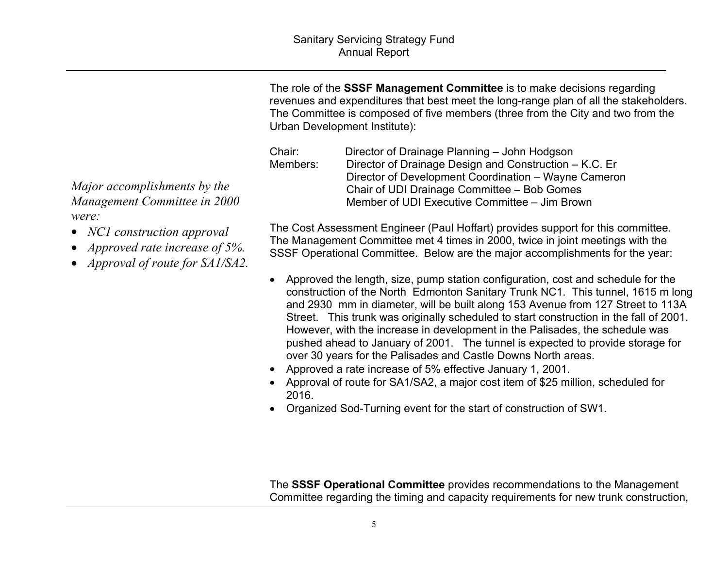The role of the **SSSF Management Committee** is to make decisions regarding revenues and expenditures that best meet the long-range plan of all the stakeholders. The Committee is composed of five members (three from the City and two from the Urban Development Institute):

Chair: Director of Drainage Planning – John Hodgson
Members: Director of Drainage Design and Construction – K.C. Er
Director of Development Coordination – Wayne Cameron
Chair of UDI Drainage Committee – Bob Gomes
Member of UDI Executive Committee – Jim Brown

*Major accomplishments by the Management Committee in 2000 were:*

- *NC1 construction approval*
- *Approved rate increase of 5%.*
- *Approval of route for SA1/SA2.*

The Cost Assessment Engineer (Paul Hoffart) provides support for this committee. The Management Committee met 4 times in 2000, twice in joint meetings with the SSSF Operational Committee. Below are the major accomplishments for the year:

- Approved the length, size, pump station configuration, cost and schedule for the construction of the North Edmonton Sanitary Trunk NC1. This tunnel, 1615 m long and 2930 mm in diameter, will be built along 153 Avenue from 127 Street to 113A Street. This trunk was originally scheduled to start construction in the fall of 2001. However, with the increase in development in the Palisades, the schedule was pushed ahead to January of 2001. The tunnel is expected to provide storage for over 30 years for the Palisades and Castle Downs North areas.
- Approved a rate increase of 5% effective January 1, 2001.
- Approval of route for SA1/SA2, a major cost item of $25 million, scheduled for 2016.
- Organized Sod-Turning event for the start of construction of SW1.

The **SSSF Operational Committee** provides recommendations to the Management Committee regarding the timing and capacity requirements for new trunk construction,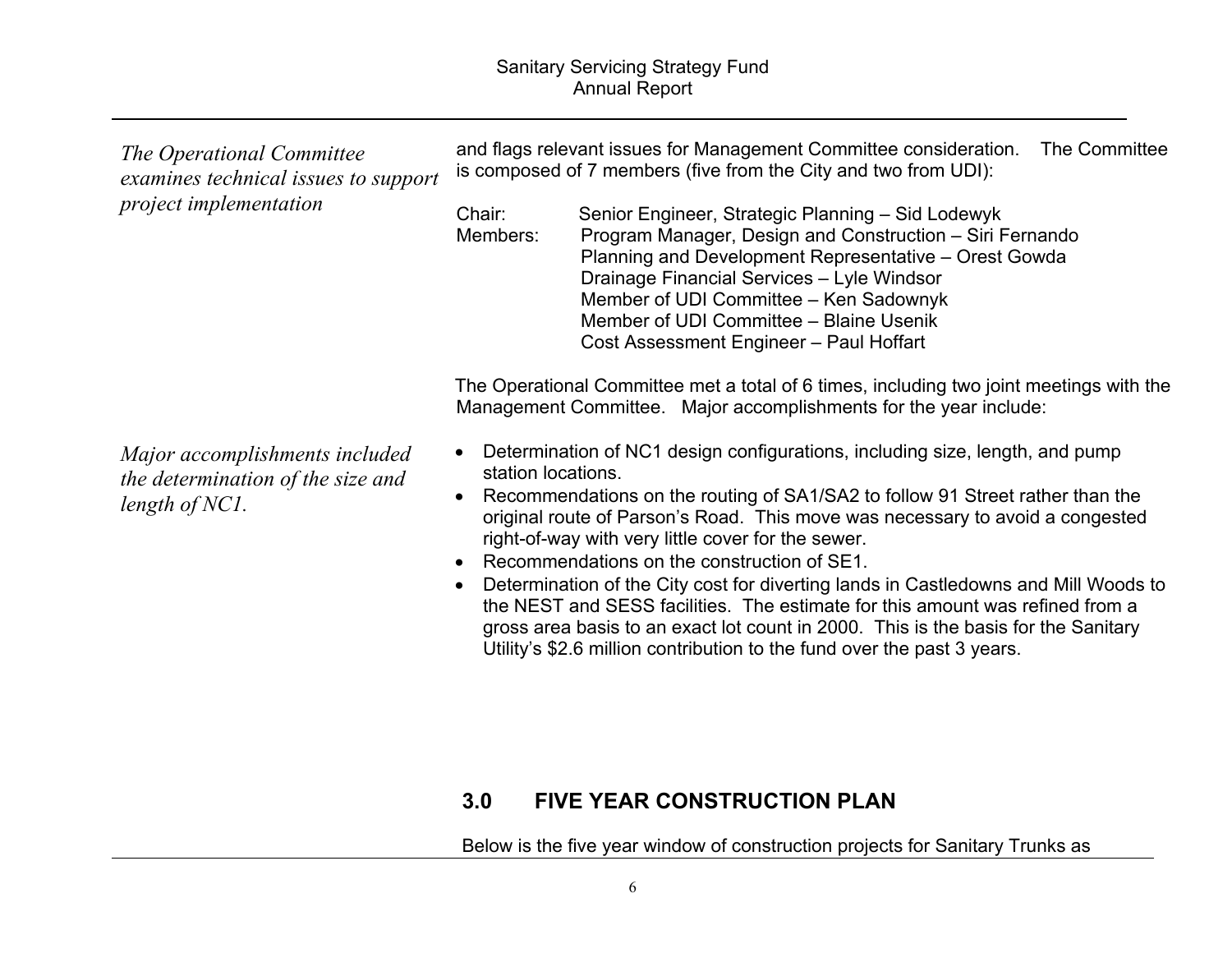*The Operational Committee examines technical issues to support project implementation*

and flags relevant issues for Management Committee consideration. The Committee is composed of 7 members (five from the City and two from UDI):

Chair: Senior Engineer, Strategic Planning – Sid Lodewyk
Members: Program Manager, Design and Construction – Siri Fernando
Planning and Development Representative – Orest Gowda
Drainage Financial Services – Lyle Windsor
Member of UDI Committee – Ken Sadownyk
Member of UDI Committee – Blaine Usenik
Cost Assessment Engineer – Paul Hoffart

The Operational Committee met a total of 6 times, including two joint meetings with the Management Committee. Major accomplishments for the year include:

*Major accomplishments included the determination of the size and length of NC1.*

- Determination of NC1 design configurations, including size, length, and pump station locations.
- Recommendations on the routing of SA1/SA2 to follow 91 Street rather than the original route of Parson's Road. This move was necessary to avoid a congested right-of-way with very little cover for the sewer.
- Recommendations on the construction of SE1.
- Determination of the City cost for diverting lands in Castledowns and Mill Woods to the NEST and SESS facilities. The estimate for this amount was refined from a gross area basis to an exact lot count in 2000. This is the basis for the Sanitary Utility's $2.6 million contribution to the fund over the past 3 years.

## 3.0 FIVE YEAR CONSTRUCTION PLAN

Below is the five year window of construction projects for Sanitary Trunks as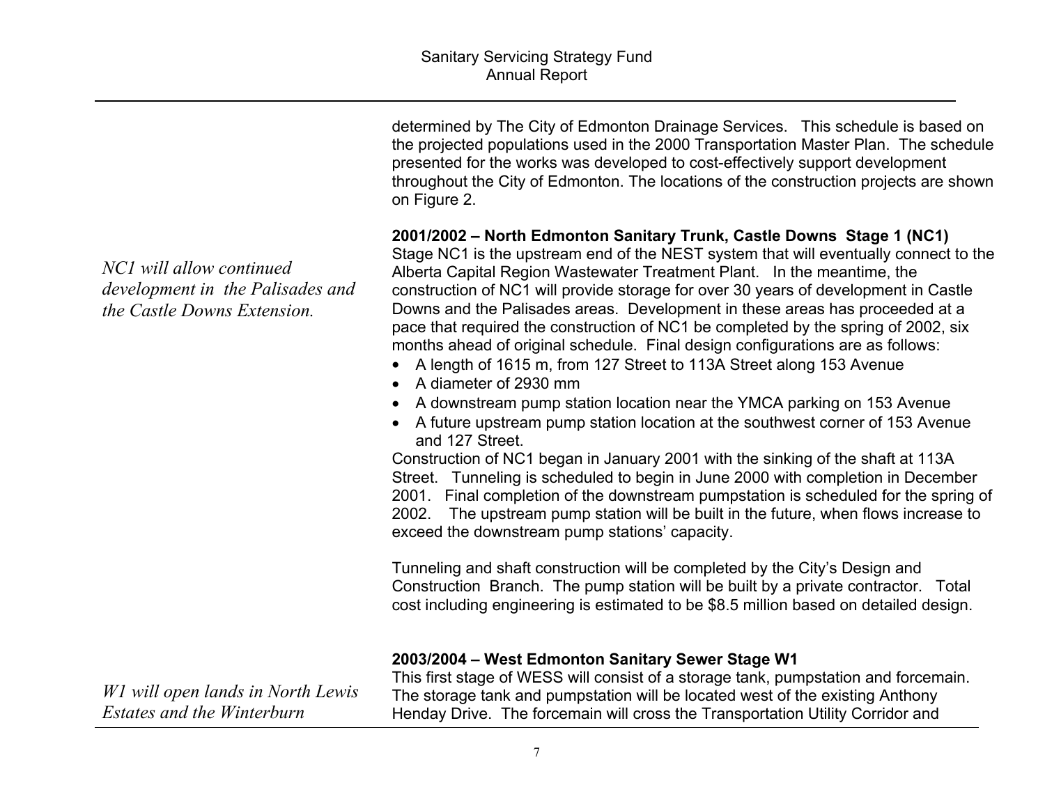determined by The City of Edmonton Drainage Services. This schedule is based on the projected populations used in the 2000 Transportation Master Plan. The schedule presented for the works was developed to cost-effectively support development throughout the City of Edmonton. The locations of the construction projects are shown on Figure 2.

*NC1 will allow continued development in the Palisades and the Castle Downs Extension.*

**2001/2002 – North Edmonton Sanitary Trunk, Castle Downs Stage 1 (NC1)**

Stage NC1 is the upstream end of the NEST system that will eventually connect to the Alberta Capital Region Wastewater Treatment Plant. In the meantime, the construction of NC1 will provide storage for over 30 years of development in Castle Downs and the Palisades areas. Development in these areas has proceeded at a pace that required the construction of NC1 be completed by the spring of 2002, six months ahead of original schedule. Final design configurations are as follows:

- A length of 1615 m, from 127 Street to 113A Street along 153 Avenue
- A diameter of 2930 mm
- A downstream pump station location near the YMCA parking on 153 Avenue
- A future upstream pump station location at the southwest corner of 153 Avenue and 127 Street.

Construction of NC1 began in January 2001 with the sinking of the shaft at 113A Street. Tunneling is scheduled to begin in June 2000 with completion in December 2001. Final completion of the downstream pumpstation is scheduled for the spring of 2002. The upstream pump station will be built in the future, when flows increase to exceed the downstream pump stations' capacity.

Tunneling and shaft construction will be completed by the City's Design and Construction Branch. The pump station will be built by a private contractor. Total cost including engineering is estimated to be $8.5 million based on detailed design.

*W1 will open lands in North Lewis Estates and the Winterburn*

**2003/2004 – West Edmonton Sanitary Sewer Stage W1**

This first stage of WESS will consist of a storage tank, pumpstation and forcemain. The storage tank and pumpstation will be located west of the existing Anthony Henday Drive. The forcemain will cross the Transportation Utility Corridor and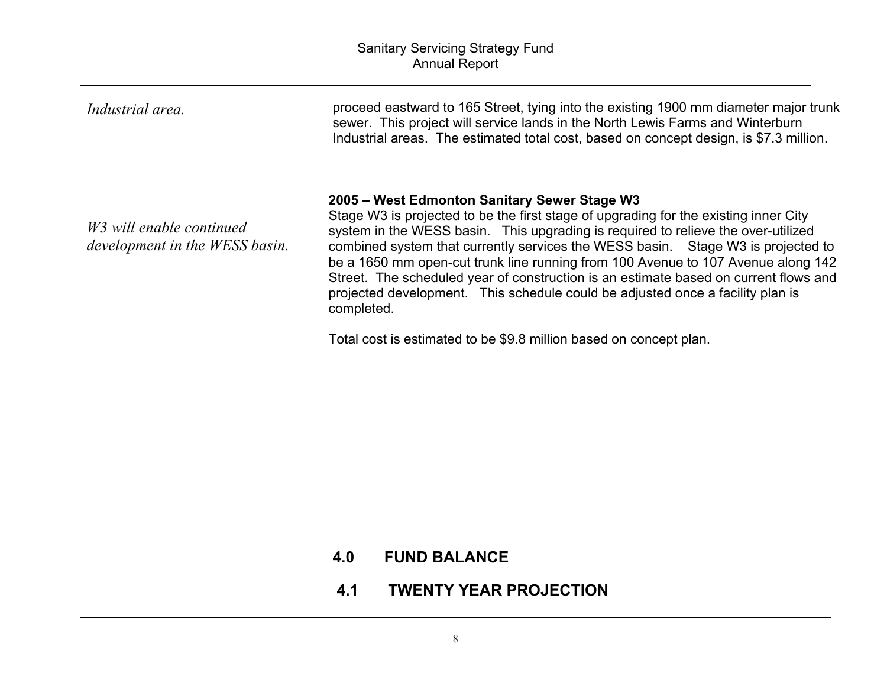*Industrial area.*

proceed eastward to 165 Street, tying into the existing 1900 mm diameter major trunk sewer. This project will service lands in the North Lewis Farms and Winterburn Industrial areas. The estimated total cost, based on concept design, is $7.3 million.

*W3 will enable continued development in the WESS basin.*

**2005 – West Edmonton Sanitary Sewer Stage W3**

Stage W3 is projected to be the first stage of upgrading for the existing inner City system in the WESS basin. This upgrading is required to relieve the over-utilized combined system that currently services the WESS basin. Stage W3 is projected to be a 1650 mm open-cut trunk line running from 100 Avenue to 107 Avenue along 142 Street. The scheduled year of construction is an estimate based on current flows and projected development. This schedule could be adjusted once a facility plan is completed.

Total cost is estimated to be $9.8 million based on concept plan.

# 4.0 FUND BALANCE

## 4.1 TWENTY YEAR PROJECTION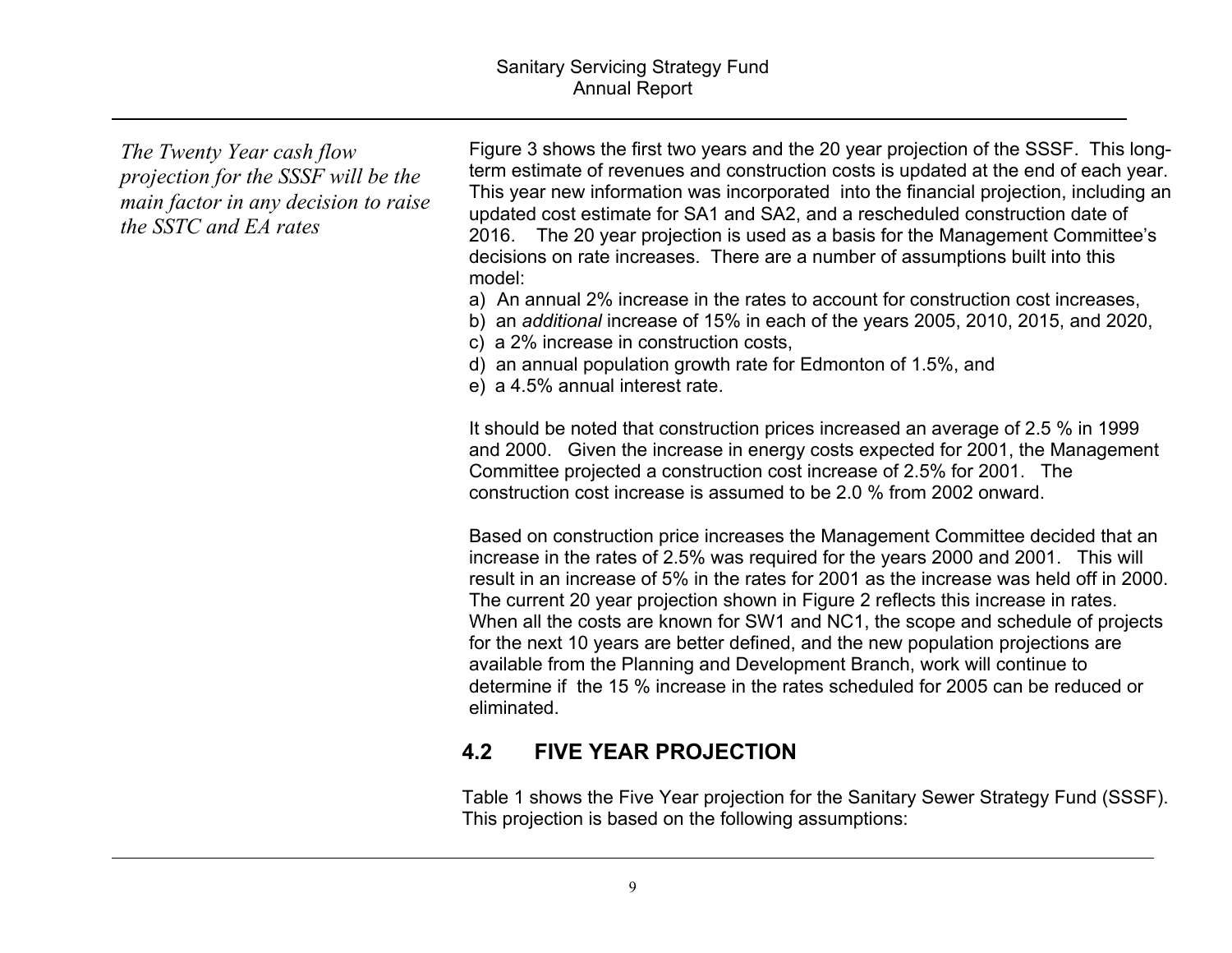*The Twenty Year cash flow projection for the SSSF will be the main factor in any decision to raise the SSTC and EA rates*

Figure 3 shows the first two years and the 20 year projection of the SSSF. This long-term estimate of revenues and construction costs is updated at the end of each year. This year new information was incorporated into the financial projection, including an updated cost estimate for SA1 and SA2, and a rescheduled construction date of 2016. The 20 year projection is used as a basis for the Management Committee's decisions on rate increases. There are a number of assumptions built into this model:

a) An annual 2% increase in the rates to account for construction cost increases,
b) an *additional* increase of 15% in each of the years 2005, 2010, 2015, and 2020,
c) a 2% increase in construction costs,
d) an annual population growth rate for Edmonton of 1.5%, and
e) a 4.5% annual interest rate.

It should be noted that construction prices increased an average of 2.5 % in 1999 and 2000. Given the increase in energy costs expected for 2001, the Management Committee projected a construction cost increase of 2.5% for 2001. The construction cost increase is assumed to be 2.0 % from 2002 onward.

Based on construction price increases the Management Committee decided that an increase in the rates of 2.5% was required for the years 2000 and 2001. This will result in an increase of 5% in the rates for 2001 as the increase was held off in 2000. The current 20 year projection shown in Figure 2 reflects this increase in rates. When all the costs are known for SW1 and NC1, the scope and schedule of projects for the next 10 years are better defined, and the new population projections are available from the Planning and Development Branch, work will continue to determine if the 15 % increase in the rates scheduled for 2005 can be reduced or eliminated.

## 4.2 FIVE YEAR PROJECTION

Table 1 shows the Five Year projection for the Sanitary Sewer Strategy Fund (SSSF). This projection is based on the following assumptions: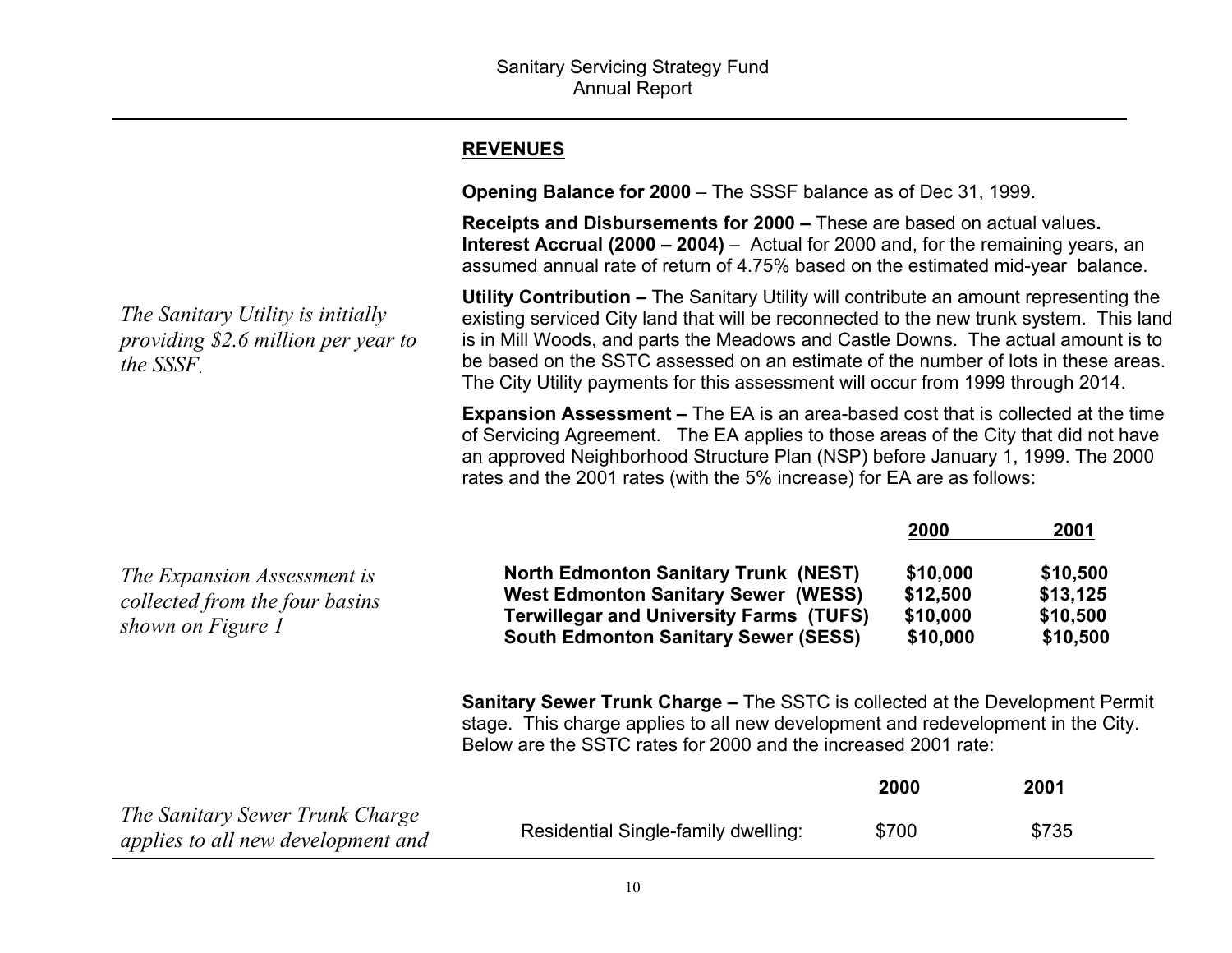## REVENUES

**Opening Balance for 2000** – The SSSF balance as of Dec 31, 1999.

**Receipts and Disbursements for 2000 –** These are based on actual values**.**
**Interest Accrual (2000 – 2004)** – Actual for 2000 and, for the remaining years, an assumed annual rate of return of 4.75% based on the estimated mid-year balance.

*The Sanitary Utility is initially providing $2.6 million per year to the SSSF.*

**Utility Contribution –** The Sanitary Utility will contribute an amount representing the existing serviced City land that will be reconnected to the new trunk system. This land is in Mill Woods, and parts the Meadows and Castle Downs. The actual amount is to be based on the SSTC assessed on an estimate of the number of lots in these areas. The City Utility payments for this assessment will occur from 1999 through 2014.

**Expansion Assessment –** The EA is an area-based cost that is collected at the time of Servicing Agreement. The EA applies to those areas of the City that did not have an approved Neighborhood Structure Plan (NSP) before January 1, 1999. The 2000 rates and the 2001 rates (with the 5% increase) for EA are as follows:

*The Expansion Assessment is collected from the four basins shown on Figure 1*

| | **2000** | **2001** |
|---|---|---|
| **North Edmonton Sanitary Trunk (NEST)** | **$10,000** | **$10,500** |
| **West Edmonton Sanitary Sewer (WESS)** | **$12,500** | **$13,125** |
| **Terwillegar and University Farms (TUFS)** | **$10,000** | **$10,500** |
| **South Edmonton Sanitary Sewer (SESS)** | **$10,000** | **$10,500** |

**Sanitary Sewer Trunk Charge –** The SSTC is collected at the Development Permit stage. This charge applies to all new development and redevelopment in the City. Below are the SSTC rates for 2000 and the increased 2001 rate:

*The Sanitary Sewer Trunk Charge applies to all new development and*

| | **2000** | **2001** |
|---|---|---|
| Residential Single-family dwelling: | $700 | $735 |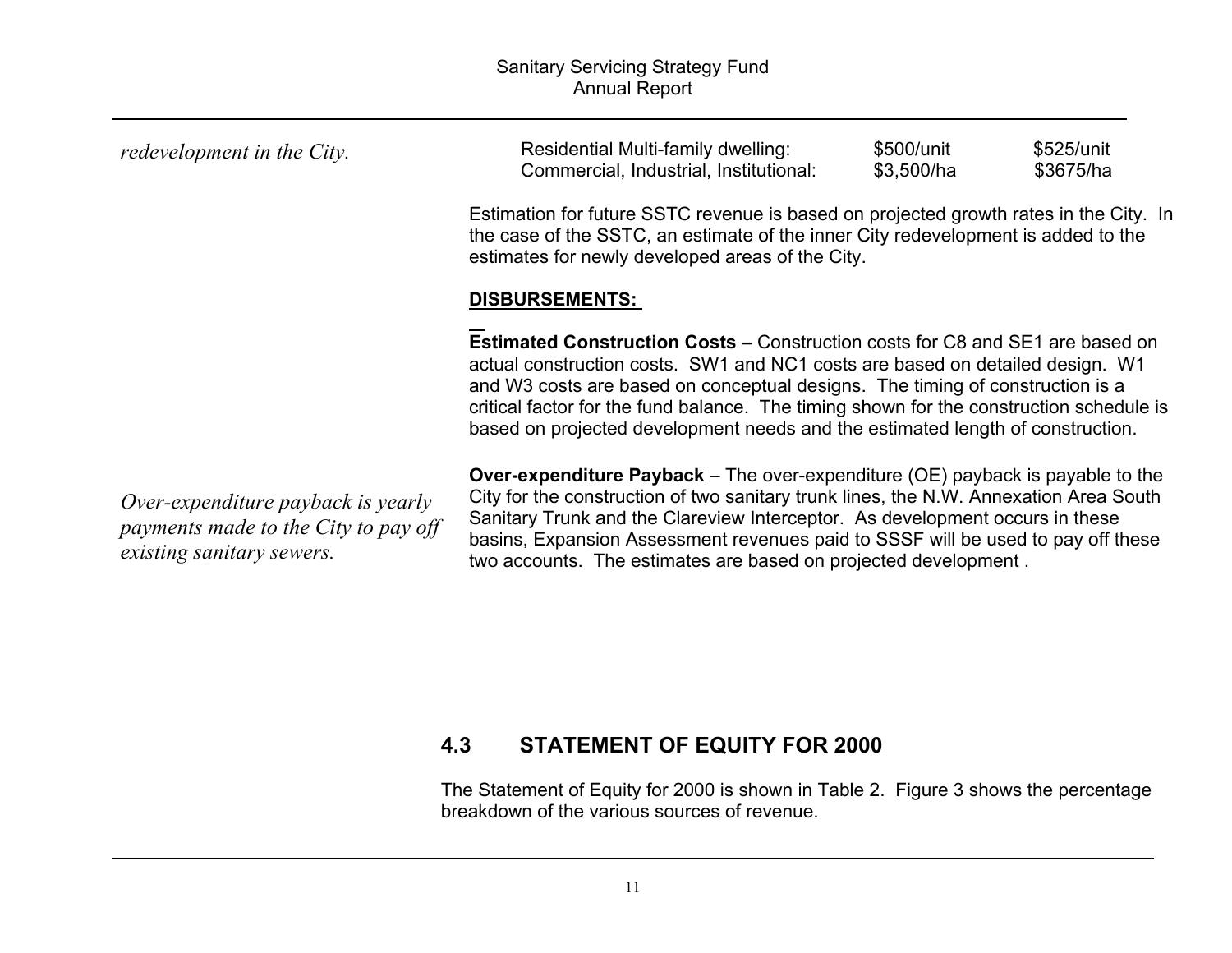*redevelopment in the City.*

| | | |
|---|---|---|
| Residential Multi-family dwelling: | $500/unit | $525/unit |
| Commercial, Industrial, Institutional: | $3,500/ha | $3675/ha |

Estimation for future SSTC revenue is based on projected growth rates in the City. In the case of the SSTC, an estimate of the inner City redevelopment is added to the estimates for newly developed areas of the City.

**DISBURSEMENTS:**

**Estimated Construction Costs –** Construction costs for C8 and SE1 are based on actual construction costs. SW1 and NC1 costs are based on detailed design. W1 and W3 costs are based on conceptual designs. The timing of construction is a critical factor for the fund balance. The timing shown for the construction schedule is based on projected development needs and the estimated length of construction.

*Over-expenditure payback is yearly payments made to the City to pay off existing sanitary sewers.*

**Over-expenditure Payback** – The over-expenditure (OE) payback is payable to the City for the construction of two sanitary trunk lines, the N.W. Annexation Area South Sanitary Trunk and the Clareview Interceptor. As development occurs in these basins, Expansion Assessment revenues paid to SSSF will be used to pay off these two accounts. The estimates are based on projected development .

## 4.3 STATEMENT OF EQUITY FOR 2000

The Statement of Equity for 2000 is shown in Table 2. Figure 3 shows the percentage breakdown of the various sources of revenue.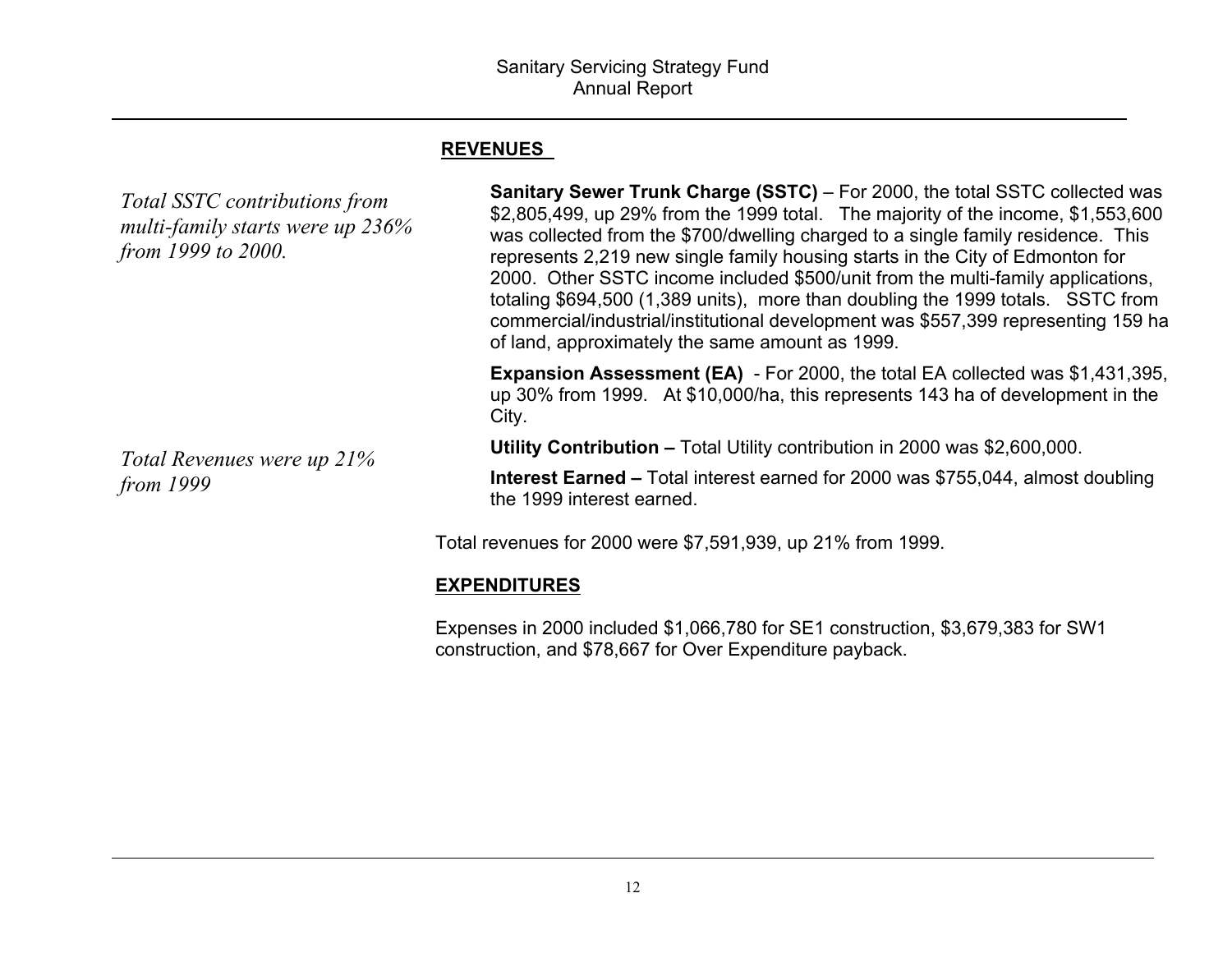## REVENUES

*Total SSTC contributions from multi-family starts were up 236% from 1999 to 2000.*

**Sanitary Sewer Trunk Charge (SSTC)** – For 2000, the total SSTC collected was $2,805,499, up 29% from the 1999 total. The majority of the income, $1,553,600 was collected from the $700/dwelling charged to a single family residence. This represents 2,219 new single family housing starts in the City of Edmonton for 2000. Other SSTC income included $500/unit from the multi-family applications, totaling $694,500 (1,389 units), more than doubling the 1999 totals. SSTC from commercial/industrial/institutional development was $557,399 representing 159 ha of land, approximately the same amount as 1999.

**Expansion Assessment (EA)** - For 2000, the total EA collected was $1,431,395, up 30% from 1999. At $10,000/ha, this represents 143 ha of development in the City.

*Total Revenues were up 21% from 1999*

**Utility Contribution –** Total Utility contribution in 2000 was $2,600,000.

**Interest Earned –** Total interest earned for 2000 was $755,044, almost doubling the 1999 interest earned.

Total revenues for 2000 were $7,591,939, up 21% from 1999.

## EXPENDITURES

Expenses in 2000 included $1,066,780 for SE1 construction, $3,679,383 for SW1 construction, and $78,667 for Over Expenditure payback.